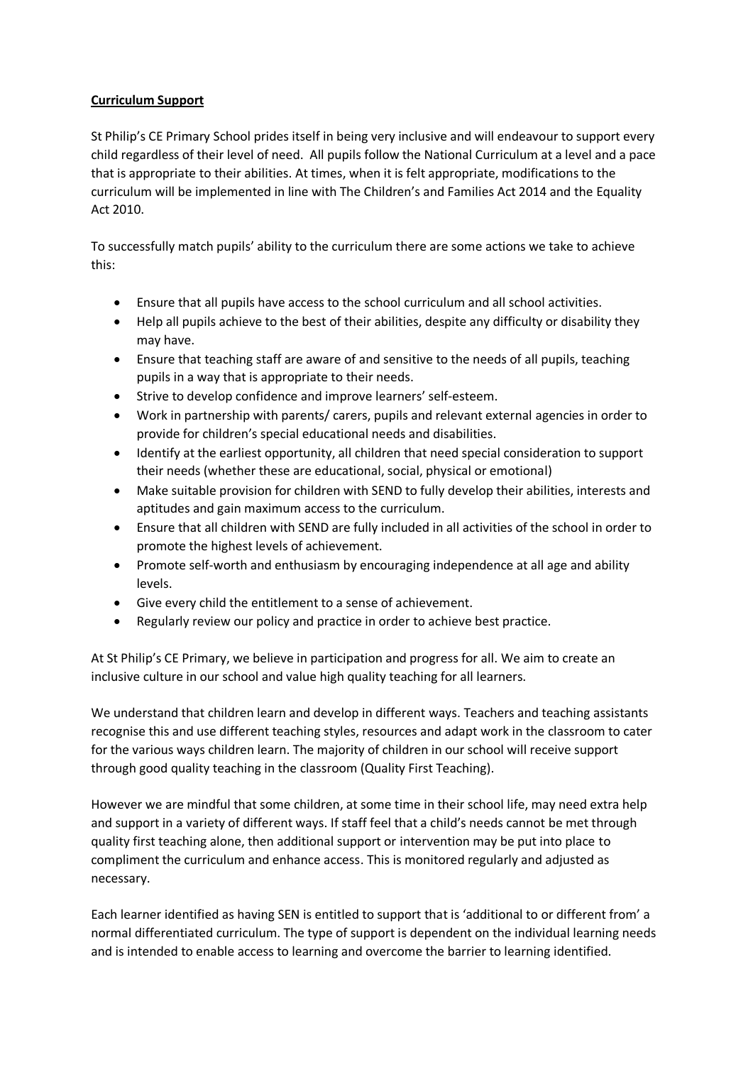**Curriculum Support**

St Philip's CE Primary School prides itself in being very inclusive and will endeavour to support every child regardless of their level of need. All pupils follow the National Curriculum at a level and a pace that is appropriate to their abilities. At times, when it is felt appropriate, modifications to the curriculum will be implemented in line with The Children's and Families Act 2014 and the Equality Act 2010.

To successfully match pupils' ability to the curriculum there are some actions we take to achieve this:

- Ensure that all pupils have access to the school curriculum and all school activities.
- Help all pupils achieve to the best of their abilities, despite any difficulty or disability they may have.
- Ensure that teaching staff are aware of and sensitive to the needs of all pupils, teaching pupils in a way that is appropriate to their needs.
- Strive to develop confidence and improve learners' self-esteem.
- Work in partnership with parents/ carers, pupils and relevant external agencies in order to provide for children's special educational needs and disabilities.
- Identify at the earliest opportunity, all children that need special consideration to support their needs (whether these are educational, social, physical or emotional)
- Make suitable provision for children with SEND to fully develop their abilities, interests and aptitudes and gain maximum access to the curriculum.
- Ensure that all children with SEND are fully included in all activities of the school in order to promote the highest levels of achievement.
- Promote self-worth and enthusiasm by encouraging independence at all age and ability levels.
- Give every child the entitlement to a sense of achievement.
- Regularly review our policy and practice in order to achieve best practice.

At St Philip's CE Primary, we believe in participation and progress for all. We aim to create an inclusive culture in our school and value high quality teaching for all learners.

We understand that children learn and develop in different ways. Teachers and teaching assistants recognise this and use different teaching styles, resources and adapt work in the classroom to cater for the various ways children learn. The majority of children in our school will receive support through good quality teaching in the classroom (Quality First Teaching).

However we are mindful that some children, at some time in their school life, may need extra help and support in a variety of different ways. If staff feel that a child's needs cannot be met through quality first teaching alone, then additional support or intervention may be put into place to compliment the curriculum and enhance access. This is monitored regularly and adjusted as necessary.

Each learner identified as having SEN is entitled to support that is 'additional to or different from' a normal differentiated curriculum. The type of support is dependent on the individual learning needs and is intended to enable access to learning and overcome the barrier to learning identified.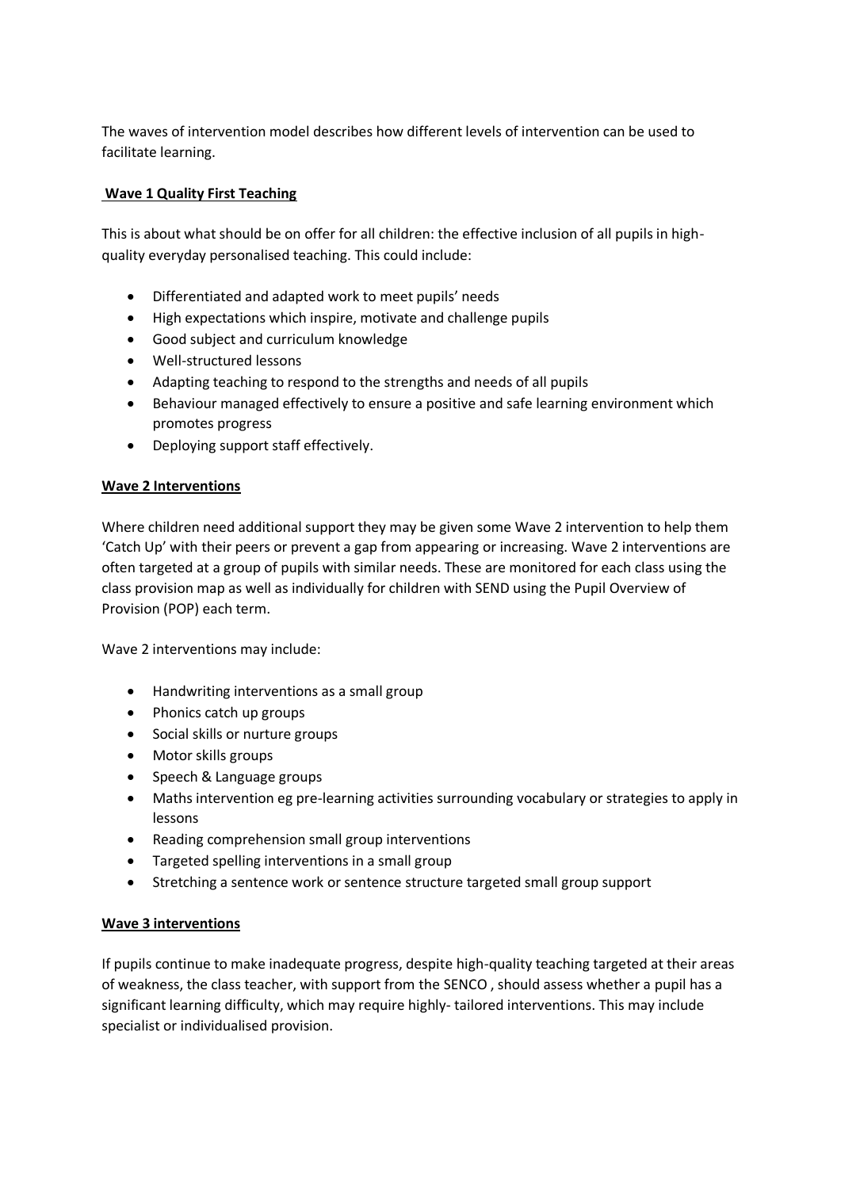The waves of intervention model describes how different levels of intervention can be used to facilitate learning.

## Wave 1 Quality First Teaching

This is about what should be on offer for all children: the effective inclusion of all pupils in high-quality everyday personalised teaching. This could include:

- Differentiated and adapted work to meet pupils' needs
- High expectations which inspire, motivate and challenge pupils
- Good subject and curriculum knowledge
- Well-structured lessons
- Adapting teaching to respond to the strengths and needs of all pupils
- Behaviour managed effectively to ensure a positive and safe learning environment which promotes progress
- Deploying support staff effectively.

## Wave 2 Interventions

Where children need additional support they may be given some Wave 2 intervention to help them 'Catch Up' with their peers or prevent a gap from appearing or increasing. Wave 2 interventions are often targeted at a group of pupils with similar needs. These are monitored for each class using the class provision map as well as individually for children with SEND using the Pupil Overview of Provision (POP) each term.

Wave 2 interventions may include:

- Handwriting interventions as a small group
- Phonics catch up groups
- Social skills or nurture groups
- Motor skills groups
- Speech & Language groups
- Maths intervention eg pre-learning activities surrounding vocabulary or strategies to apply in lessons
- Reading comprehension small group interventions
- Targeted spelling interventions in a small group
- Stretching a sentence work or sentence structure targeted small group support

## Wave 3 interventions

If pupils continue to make inadequate progress, despite high-quality teaching targeted at their areas of weakness, the class teacher, with support from the SENCO , should assess whether a pupil has a significant learning difficulty, which may require highly- tailored interventions. This may include specialist or individualised provision.